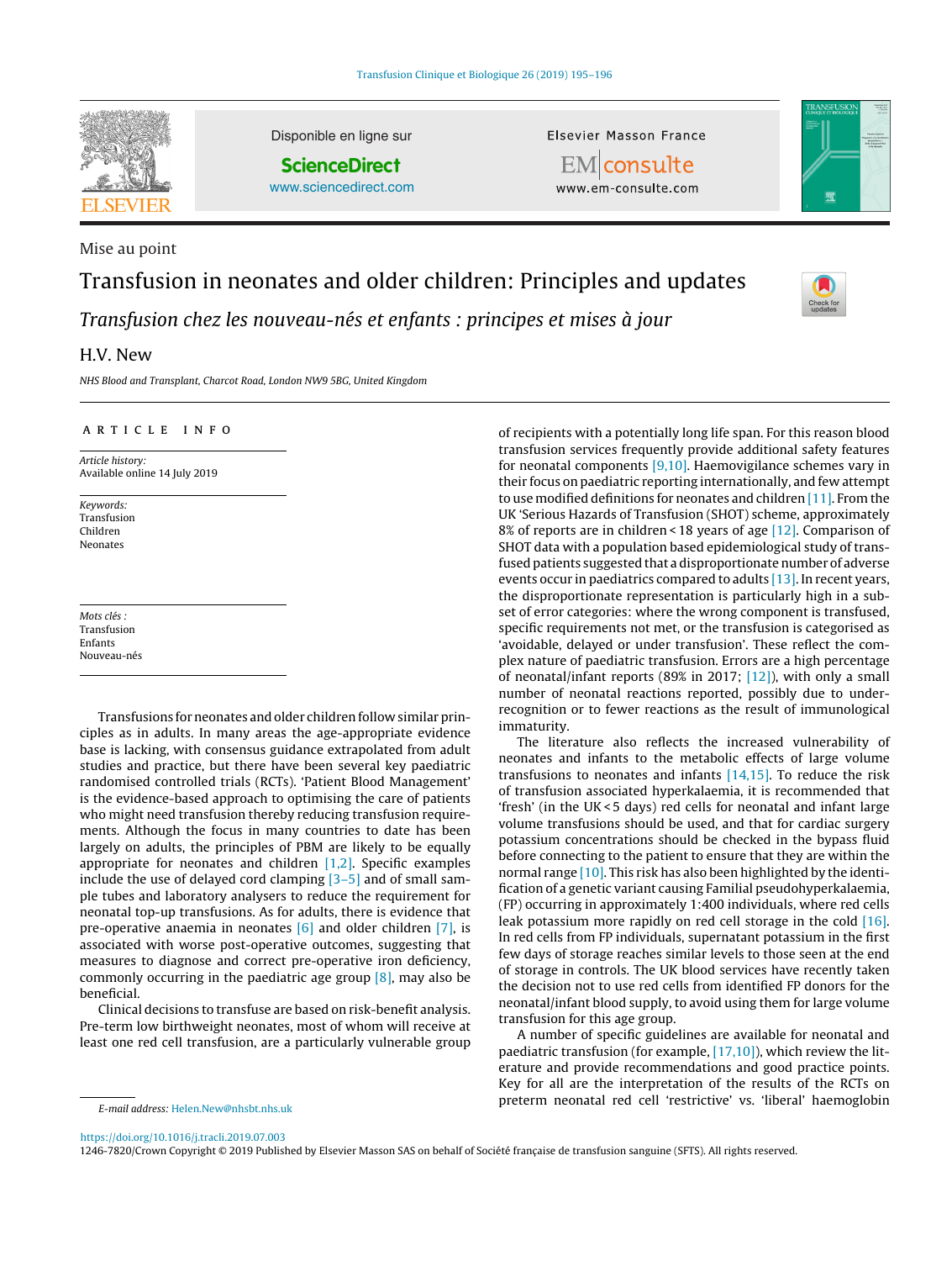Mise au point

# Transfusion in neonates and older children: Principles and updates

## *Transfusion chez les nouveau-nés et enfants : principes et mises à jour*

H.V. New

*NHS Blood and Transplant, Charcot Road, London NW9 5BG, United Kingdom*

ARTICLE INFO

*Article history:*
Available online 14 July 2019

*Keywords:*
Transfusion
Children
Neonates

*Mots clés :*
Transfusion
Enfants
Nouveau-nés

Transfusions for neonates and older children follow similar principles as in adults. In many areas the age-appropriate evidence base is lacking, with consensus guidance extrapolated from adult studies and practice, but there have been several key paediatric randomised controlled trials (RCTs). 'Patient Blood Management' is the evidence-based approach to optimising the care of patients who might need transfusion thereby reducing transfusion requirements. Although the focus in many countries to date has been largely on adults, the principles of PBM are likely to be equally appropriate for neonates and children [1,2]. Specific examples include the use of delayed cord clamping [3–5] and of small sample tubes and laboratory analysers to reduce the requirement for neonatal top-up transfusions. As for adults, there is evidence that pre-operative anaemia in neonates [6] and older children [7], is associated with worse post-operative outcomes, suggesting that measures to diagnose and correct pre-operative iron deficiency, commonly occurring in the paediatric age group [8], may also be beneficial.

Clinical decisions to transfuse are based on risk-benefit analysis. Pre-term low birthweight neonates, most of whom will receive at least one red cell transfusion, are a particularly vulnerable group of recipients with a potentially long life span. For this reason blood transfusion services frequently provide additional safety features for neonatal components [9,10]. Haemovigilance schemes vary in their focus on paediatric reporting internationally, and few attempt to use modified definitions for neonates and children [11]. From the UK 'Serious Hazards of Transfusion (SHOT) scheme, approximately 8% of reports are in children < 18 years of age [12]. Comparison of SHOT data with a population based epidemiological study of transfused patients suggested that a disproportionate number of adverse events occur in paediatrics compared to adults [13]. In recent years, the disproportionate representation is particularly high in a subset of error categories: where the wrong component is transfused, specific requirements not met, or the transfusion is categorised as 'avoidable, delayed or under transfusion'. These reflect the complex nature of paediatric transfusion. Errors are a high percentage of neonatal/infant reports (89% in 2017; [12]), with only a small number of neonatal reactions reported, possibly due to under-recognition or to fewer reactions as the result of immunological immaturity.

The literature also reflects the increased vulnerability of neonates and infants to the metabolic effects of large volume transfusions to neonates and infants [14,15]. To reduce the risk of transfusion associated hyperkalaemia, it is recommended that 'fresh' (in the UK < 5 days) red cells for neonatal and infant large volume transfusions should be used, and that for cardiac surgery potassium concentrations should be checked in the bypass fluid before connecting to the patient to ensure that they are within the normal range [10]. This risk has also been highlighted by the identification of a genetic variant causing Familial pseudohyperkalaemia, (FP) occurring in approximately 1:400 individuals, where red cells leak potassium more rapidly on red cell storage in the cold [16]. In red cells from FP individuals, supernatant potassium in the first few days of storage reaches similar levels to those seen at the end of storage in controls. The UK blood services have recently taken the decision not to use red cells from identified FP donors for the neonatal/infant blood supply, to avoid using them for large volume transfusion for this age group.

A number of specific guidelines are available for neonatal and paediatric transfusion (for example, [17,10]), which review the literature and provide recommendations and good practice points. Key for all are the interpretation of the results of the RCTs on preterm neonatal red cell 'restrictive' vs. 'liberal' haemoglobin

*E-mail address:* Helen.New@nhsbt.nhs.uk

https://doi.org/10.1016/j.tracli.2019.07.003
1246-7820/Crown Copyright © 2019 Published by Elsevier Masson SAS on behalf of Société française de transfusion sanguine (SFTS). All rights reserved.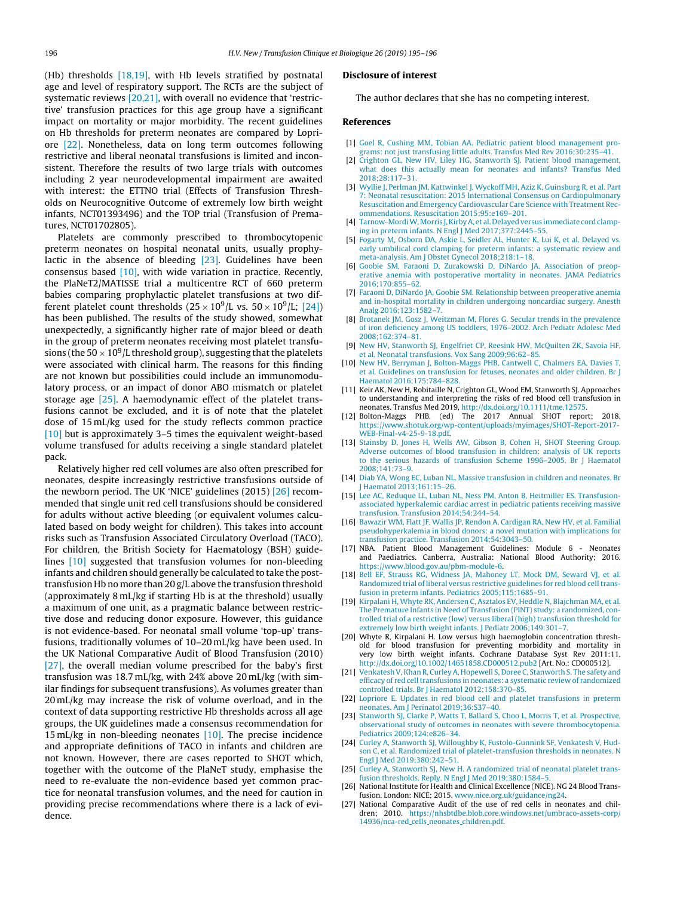(Hb) thresholds [18,19], with Hb levels stratified by postnatal age and level of respiratory support. The RCTs are the subject of systematic reviews [20,21], with overall no evidence that 'restrictive' transfusion practices for this age group have a significant impact on mortality or major morbidity. The recent guidelines on Hb thresholds for preterm neonates are compared by Lopriore [22]. Nonetheless, data on long term outcomes following restrictive and liberal neonatal transfusions is limited and inconsistent. Therefore the results of two large trials with outcomes including 2 year neurodevelopmental impairment are awaited with interest: the ETTNO trial (Effects of Transfusion Thresholds on Neurocognitive Outcome of extremely low birth weight infants, NCT01393496) and the TOP trial (Transfusion of Prematures, NCT01702805).

Platelets are commonly prescribed to thrombocytopenic preterm neonates on hospital neonatal units, usually prophylactic in the absence of bleeding [23]. Guidelines have been consensus based [10], with wide variation in practice. Recently, the PlaNeT2/MATISSE trial a multicentre RCT of 660 preterm babies comparing prophylactic platelet transfusions at two different platelet count thresholds ($25 \times 10^9$/L vs. $50 \times 10^9$/L; [24]) has been published. The results of the study showed, somewhat unexpectedly, a significantly higher rate of major bleed or death in the group of preterm neonates receiving most platelet transfusions (the $50 \times 10^9$/L threshold group), suggesting that the platelets were associated with clinical harm. The reasons for this finding are not known but possibilities could include an immunomodulatory process, or an impact of donor ABO mismatch or platelet storage age [25]. A haemodynamic effect of the platelet transfusions cannot be excluded, and it is of note that the platelet dose of 15 mL/kg used for the study reflects common practice [10] but is approximately 3–5 times the equivalent weight-based volume transfused for adults receiving a single standard platelet pack.

Relatively higher red cell volumes are also often prescribed for neonates, despite increasingly restrictive transfusions outside of the newborn period. The UK 'NICE' guidelines (2015) [26] recommended that single unit red cell transfusions should be considered for adults without active bleeding (or equivalent volumes calculated based on body weight for children). This takes into account risks such as Transfusion Associated Circulatory Overload (TACO). For children, the British Society for Haematology (BSH) guidelines [10] suggested that transfusion volumes for non-bleeding infants and children should generally be calculated to take the post-transfusion Hb no more than 20 g/L above the transfusion threshold (approximately 8 mL/kg if starting Hb is at the threshold) usually a maximum of one unit, as a pragmatic balance between restrictive dose and reducing donor exposure. However, this guidance is not evidence-based. For neonatal small volume 'top-up' transfusions, traditionally volumes of 10–20 mL/kg have been used. In the UK National Comparative Audit of Blood Transfusion (2010) [27], the overall median volume prescribed for the baby's first transfusion was 18.7 mL/kg, with 24% above 20 mL/kg (with similar findings for subsequent transfusions). As volumes greater than 20 mL/kg may increase the risk of volume overload, and in the context of data supporting restrictive Hb thresholds across all age groups, the UK guidelines made a consensus recommendation for 15 mL/kg in non-bleeding neonates [10]. The precise incidence and appropriate definitions of TACO in infants and children are not known. However, there are cases reported to SHOT which, together with the outcome of the PlaNeT study, emphasise the need to re-evaluate the non-evidence based yet common practice for neonatal transfusion volumes, and the need for caution in providing precise recommendations where there is a lack of evidence.

## Disclosure of interest

The author declares that she has no competing interest.

## References

[1] Goel R, Cushing MM, Tobian AA. Pediatric patient blood management programs: not just transfusing little adults. Transfus Med Rev 2016;30:235–41.

[2] Crighton GL, New HV, Liley HG, Stanworth SJ. Patient blood management, what does this actually mean for neonates and infants? Transfus Med 2018;28:117–31.

[3] Wyllie J, Perlman JM, Kattwinkel J, Wyckoff MH, Aziz K, Guinsburg R, et al. Part 7: Neonatal resuscitation: 2015 International Consensus on Cardiopulmonary Resuscitation and Emergency Cardiovascular Care Science with Treatment Recommendations. Resuscitation 2015;95:e169–201.

[4] Tarnow-Mordi W, Morris J, Kirby A, et al. Delayed versus immediate cord clamping in preterm infants. N Engl J Med 2017;377:2445–55.

[5] Fogarty M, Osborn DA, Askie L, Seidler AL, Hunter K, Lui K, et al. Delayed vs. early umbilical cord clamping for preterm infants: a systematic review and meta-analysis. Am J Obstet Gynecol 2018;218:1–18.

[6] Goobie SM, Faraoni D, Zurakowski D, DiNardo JA. Association of preoperative anemia with postoperative mortality in neonates. JAMA Pediatrics 2016;170:855–62.

[7] Faraoni D, DiNardo JA, Goobie SM. Relationship between preoperative anemia and in-hospital mortality in children undergoing noncardiac surgery. Anesth Analg 2016;123:1582–7.

[8] Brotanek JM, Gosz J, Weitzman M, Flores G. Secular trends in the prevalence of iron deficiency among US toddlers, 1976–2002. Arch Pediatr Adolesc Med 2008;162:374–81.

[9] New HV, Stanworth SJ, Engelfriet CP, Reesink HW, McQuilten ZK, Savoia HF, et al. Neonatal transfusions. Vox Sang 2009;96:62–85.

[10] New HV, Berryman J, Bolton-Maggs PHB, Cantwell C, Chalmers EA, Davies T, et al. Guidelines on transfusion for fetuses, neonates and older children. Br J Haematol 2016;175:784–828.

[11] Keir AK, New H, Robitaille N, Crighton GL, Wood EM, Stanworth SJ. Approaches to understanding and interpreting the risks of red blood cell transfusion in neonates. Transfus Med 2019, http://dx.doi.org/10.1111/tme.12575.

[12] Bolton-Maggs PHB. (ed) The 2017 Annual SHOT report; 2018. https://www.shotuk.org/wp-content/uploads/myimages/SHOT-Report-2017-WEB-Final-v4-25-9-18.pdf.

[13] Stainsby D, Jones H, Wells AW, Gibson B, Cohen H, SHOT Steering Group. Adverse outcomes of blood transfusion in children: analysis of UK reports to the serious hazards of transfusion Scheme 1996–2005. Br J Haematol 2008;141:73–9.

[14] Diab YA, Wong EC, Luban NL. Massive transfusion in children and neonates. Br J Haematol 2013;161:15–26.

[15] Lee AC, Reduque LL, Luban NL, Ness PM, Anton B, Heitmiller ES. Transfusion-associated hyperkalemic cardiac arrest in pediatric patients receiving massive transfusion. Transfusion 2014;54:244–54.

[16] Bawazir WM, Flatt JF, Wallis JP, Rendon A, Cardigan RA, New HV, et al. Familial pseudohyperkalemia in blood donors: a novel mutation with implications for transfusion practice. Transfusion 2014;54:3043–50.

[17] NBA. Patient Blood Management Guidelines: Module 6 - Neonates and Paediatrics. Canberra, Australia: National Blood Authority; 2016. https://www.blood.gov.au/pbm-module-6.

[18] Bell EF, Strauss RG, Widness JA, Mahoney LT, Mock DM, Seward VJ, et al. Randomized trial of liberal versus restrictive guidelines for red blood cell transfusion in preterm infants. Pediatrics 2005;115:1685–91.

[19] Kirpalani H, Whyte RK, Andersen C, Asztalos EV, Heddle N, Blajchman MA, et al. The Premature Infants in Need of Transfusion (PINT) study: a randomized, controlled trial of a restrictive (low) versus liberal (high) transfusion threshold for extremely low birth weight infants. J Pediatr 2006;149:301–7.

[20] Whyte R, Kirpalani H. Low versus high haemoglobin concentration threshold for blood transfusion for preventing morbidity and mortality in very low birth weight infants. Cochrane Database Syst Rev 2011:11, http://dx.doi.org/10.1002/14651858.CD000512.pub2 [Art. No.: CD000512].

[21] Venkatesh V, Khan R, Curley A, Hopewell S, Doree C, Stanworth S. The safety and efficacy of red cell transfusions in neonates: a systematic review of randomized controlled trials. Br J Haematol 2012;158:370–85.

[22] Lopriore E. Updates in red blood cell and platelet transfusions in preterm neonates. Am J Perinatol 2019;36:S37–40.

[23] Stanworth SJ, Clarke P, Watts T, Ballard S, Choo L, Morris T, et al. Prospective, observational study of outcomes in neonates with severe thrombocytopenia. Pediatrics 2009;124:e826–34.

[24] Curley A, Stanworth SJ, Willoughby K, Fustolo-Gunnink SF, Venkatesh V, Hudson C, et al. Randomized trial of platelet-transfusion thresholds in neonates. N Engl J Med 2019;380:242–51.

[25] Curley A, Stanworth SJ, New H. A randomized trial of neonatal platelet transfusion thresholds. Reply. N Engl J Med 2019;380:1584–5.

[26] National Institute for Health and Clinical Excellence (NICE). NG 24 Blood Transfusion. London: NICE; 2015. www.nice.org.uk/guidance/ng24.

[27] National Comparative Audit of the use of red cells in neonates and children; 2010. https://nhsbtdbe.blob.core.windows.net/umbraco-assets-corp/14936/nca-red_cells_neonates_children.pdf.